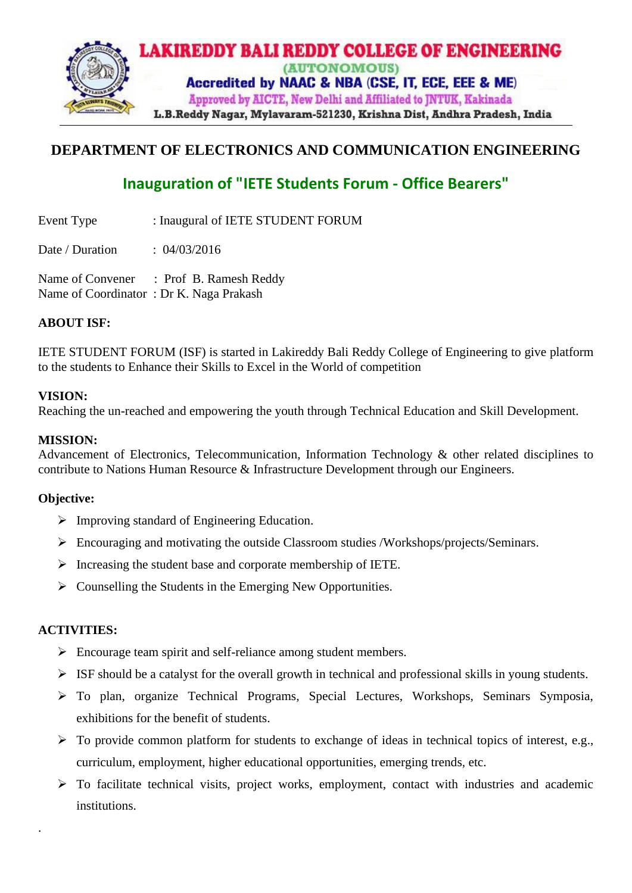**LAKIREDDY BALI REDDY COLLEGE OF ENGINEERING**
(AUTONOMOUS)
Accredited by NAAC & NBA (CSE, IT, ECE, EEE & ME)
Approved by AICTE, New Delhi and Affiliated to JNTUK, Kakinada
L.B.Reddy Nagar, Mylavaram-521230, Krishna Dist, Andhra Pradesh, India

# DEPARTMENT OF ELECTRONICS AND COMMUNICATION ENGINEERING

## Inauguration of "IETE Students Forum - Office Bearers"

Event Type : Inaugural of IETE STUDENT FORUM

Date / Duration : 04/03/2016

Name of Convener : Prof B. Ramesh Reddy
Name of Coordinator : Dr K. Naga Prakash

**ABOUT ISF:**

IETE STUDENT FORUM (ISF) is started in Lakireddy Bali Reddy College of Engineering to give platform to the students to Enhance their Skills to Excel in the World of competition

**VISION:**
Reaching the un-reached and empowering the youth through Technical Education and Skill Development.

**MISSION:**
Advancement of Electronics, Telecommunication, Information Technology & other related disciplines to contribute to Nations Human Resource & Infrastructure Development through our Engineers.

**Objective:**

- Improving standard of Engineering Education.
- Encouraging and motivating the outside Classroom studies /Workshops/projects/Seminars.
- Increasing the student base and corporate membership of IETE.
- Counselling the Students in the Emerging New Opportunities.

**ACTIVITIES:**

- Encourage team spirit and self-reliance among student members.
- ISF should be a catalyst for the overall growth in technical and professional skills in young students.
- To plan, organize Technical Programs, Special Lectures, Workshops, Seminars Symposia, exhibitions for the benefit of students.
- To provide common platform for students to exchange of ideas in technical topics of interest, e.g., curriculum, employment, higher educational opportunities, emerging trends, etc.
- To facilitate technical visits, project works, employment, contact with industries and academic institutions.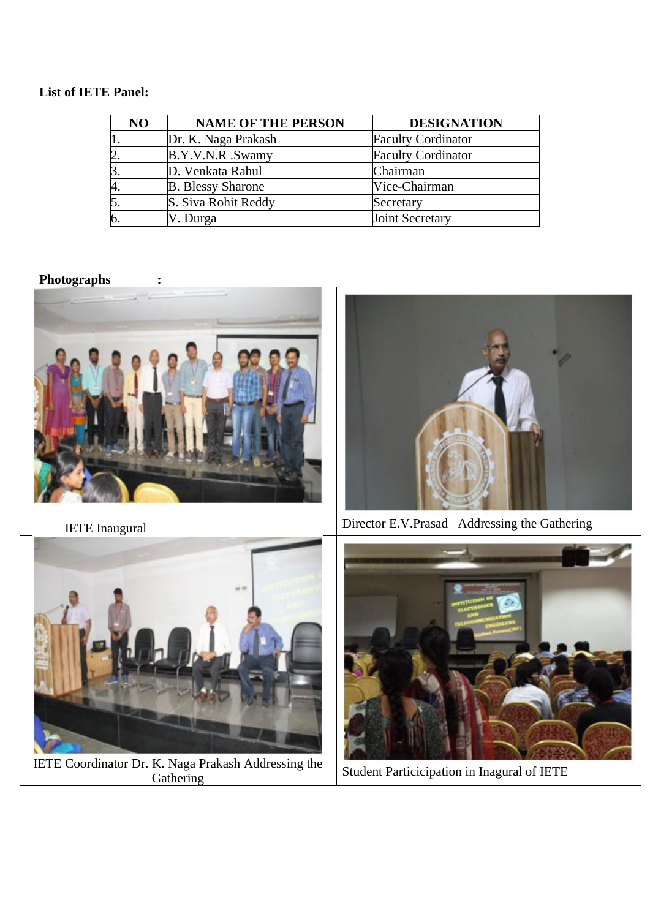**List of IETE Panel:**

| NO | NAME OF THE PERSON | DESIGNATION |
| --- | --- | --- |
| 1. | Dr. K. Naga Prakash | Faculty Cordinator |
| 2. | B.Y.V.N.R .Swamy | Faculty Cordinator |
| 3. | D. Venkata Rahul | Chairman |
| 4. | B. Blessy Sharone | Vice-Chairman |
| 5. | S. Siva Rohit Reddy | Secretary |
| 6. | V. Durga | Joint Secretary |

**Photographs :**

IETE Inaugural

Director E.V.Prasad Addressing the Gathering

IETE Coordinator Dr. K. Naga Prakash Addressing the Gathering

Student Particicipation in Inagural of IETE